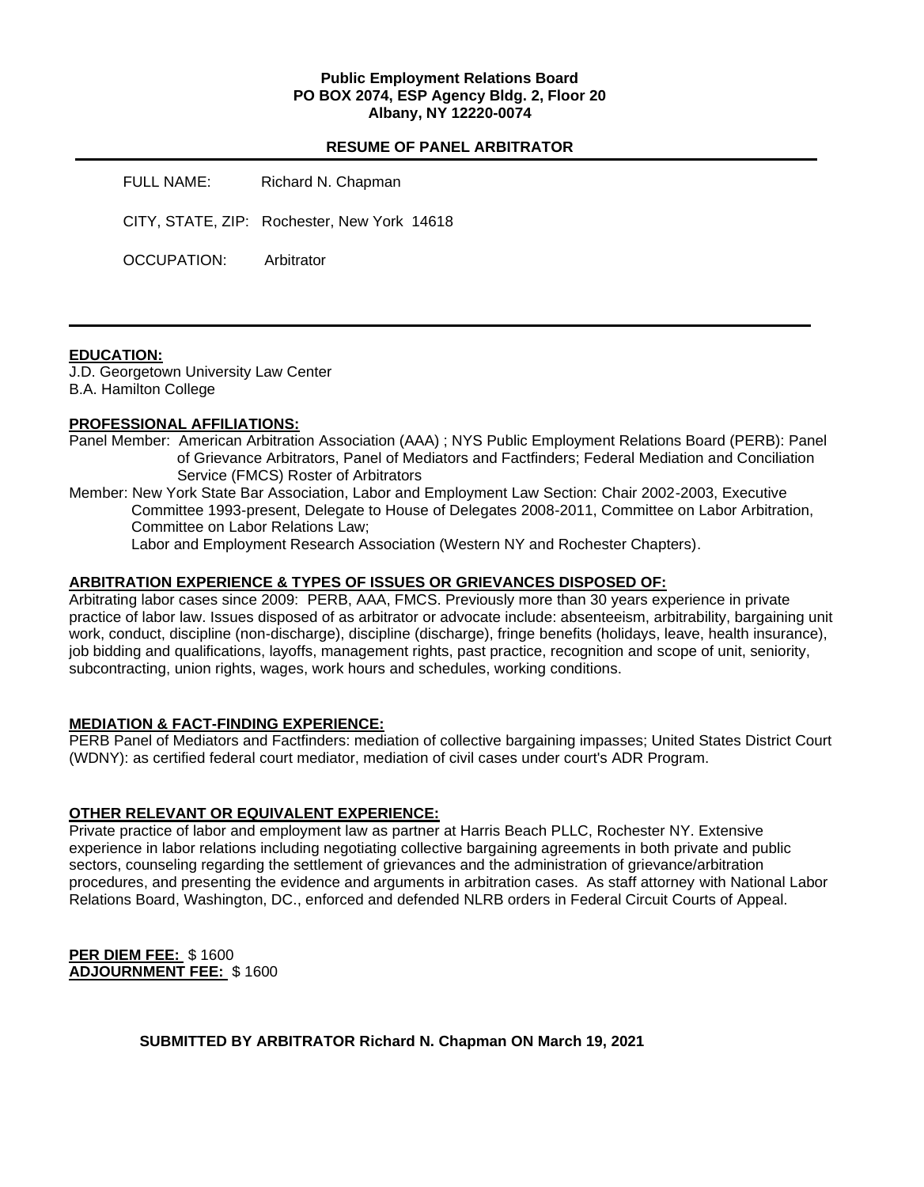**Public Employment Relations Board**
**PO BOX 2074, ESP Agency Bldg. 2, Floor 20**
**Albany, NY 12220-0074**

**RESUME OF PANEL ARBITRATOR**

FULL NAME: Richard N. Chapman

CITY, STATE, ZIP: Rochester, New York 14618

OCCUPATION: Arbitrator

---

## EDUCATION:

J.D. Georgetown University Law Center
B.A. Hamilton College

## PROFESSIONAL AFFILIATIONS:

Panel Member: American Arbitration Association (AAA) ; NYS Public Employment Relations Board (PERB): Panel of Grievance Arbitrators, Panel of Mediators and Factfinders; Federal Mediation and Conciliation Service (FMCS) Roster of Arbitrators

Member: New York State Bar Association, Labor and Employment Law Section: Chair 2002-2003, Executive Committee 1993-present, Delegate to House of Delegates 2008-2011, Committee on Labor Arbitration, Committee on Labor Relations Law;
Labor and Employment Research Association (Western NY and Rochester Chapters).

## ARBITRATION EXPERIENCE & TYPES OF ISSUES OR GRIEVANCES DISPOSED OF:

Arbitrating labor cases since 2009: PERB, AAA, FMCS. Previously more than 30 years experience in private practice of labor law. Issues disposed of as arbitrator or advocate include: absenteeism, arbitrability, bargaining unit work, conduct, discipline (non-discharge), discipline (discharge), fringe benefits (holidays, leave, health insurance), job bidding and qualifications, layoffs, management rights, past practice, recognition and scope of unit, seniority, subcontracting, union rights, wages, work hours and schedules, working conditions.

## MEDIATION & FACT-FINDING EXPERIENCE:

PERB Panel of Mediators and Factfinders: mediation of collective bargaining impasses; United States District Court (WDNY): as certified federal court mediator, mediation of civil cases under court's ADR Program.

## OTHER RELEVANT OR EQUIVALENT EXPERIENCE:

Private practice of labor and employment law as partner at Harris Beach PLLC, Rochester NY. Extensive experience in labor relations including negotiating collective bargaining agreements in both private and public sectors, counseling regarding the settlement of grievances and the administration of grievance/arbitration procedures, and presenting the evidence and arguments in arbitration cases. As staff attorney with National Labor Relations Board, Washington, DC., enforced and defended NLRB orders in Federal Circuit Courts of Appeal.

**PER DIEM FEE:** $ 1600
**ADJOURNMENT FEE:** $ 1600

**SUBMITTED BY ARBITRATOR Richard N. Chapman ON March 19, 2021**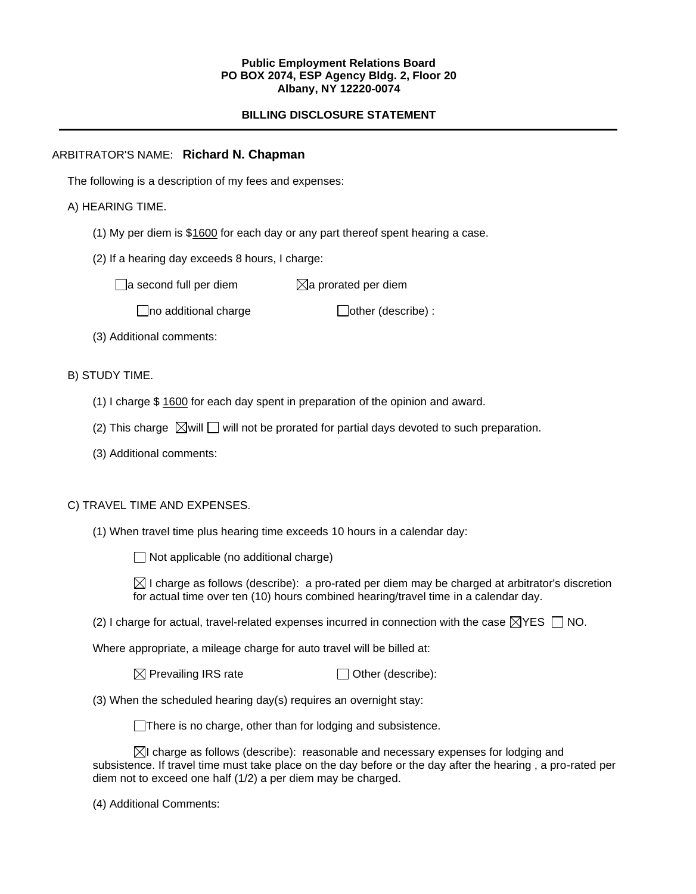**Public Employment Relations Board**
**PO BOX 2074, ESP Agency Bldg. 2, Floor 20**
**Albany, NY 12220-0074**

**BILLING DISCLOSURE STATEMENT**

---

ARBITRATOR'S NAME: **Richard N. Chapman**

The following is a description of my fees and expenses:

A) HEARING TIME.

(1) My per diem is $1600 for each day or any part thereof spent hearing a case.

(2) If a hearing day exceeds 8 hours, I charge:

☐ a second full per diem ☒ a prorated per diem

☐ no additional charge ☐ other (describe) :

(3) Additional comments:

B) STUDY TIME.

(1) I charge $ 1600 for each day spent in preparation of the opinion and award.

(2) This charge ☒ will ☐ will not be prorated for partial days devoted to such preparation.

(3) Additional comments:

C) TRAVEL TIME AND EXPENSES.

(1) When travel time plus hearing time exceeds 10 hours in a calendar day:

☐ Not applicable (no additional charge)

☒ I charge as follows (describe): a pro-rated per diem may be charged at arbitrator's discretion for actual time over ten (10) hours combined hearing/travel time in a calendar day.

(2) I charge for actual, travel-related expenses incurred in connection with the case ☒ YES ☐ NO.

Where appropriate, a mileage charge for auto travel will be billed at:

☒ Prevailing IRS rate ☐ Other (describe):

(3) When the scheduled hearing day(s) requires an overnight stay:

☐ There is no charge, other than for lodging and subsistence.

☒ I charge as follows (describe): reasonable and necessary expenses for lodging and subsistence. If travel time must take place on the day before or the day after the hearing , a pro-rated per diem not to exceed one half (1/2) a per diem may be charged.

(4) Additional Comments: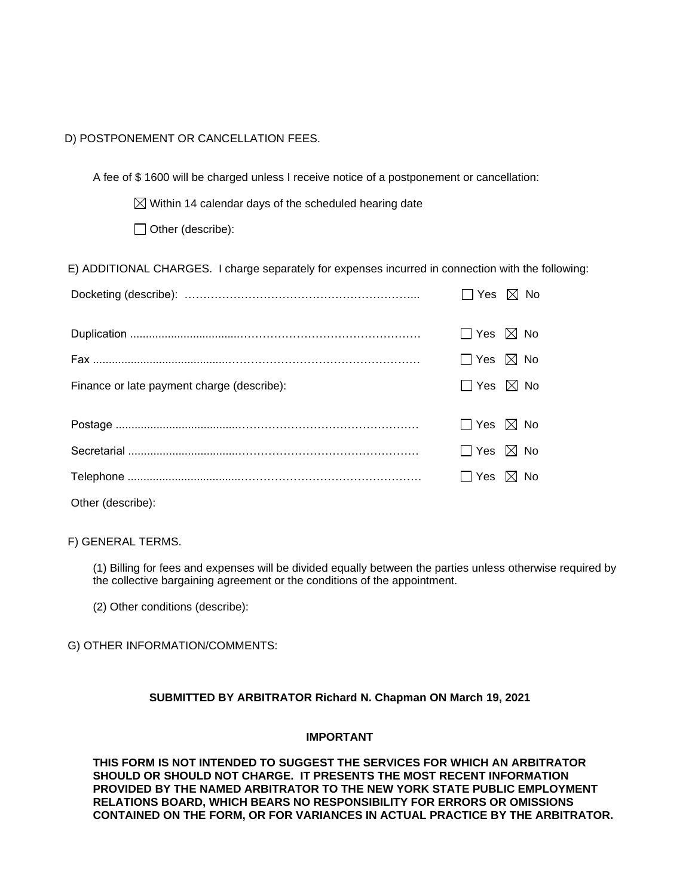D) POSTPONEMENT OR CANCELLATION FEES.

A fee of $ 1600 will be charged unless I receive notice of a postponement or cancellation:

☒ Within 14 calendar days of the scheduled hearing date

☐ Other (describe):

E) ADDITIONAL CHARGES. I charge separately for expenses incurred in connection with the following:

| | |
|---|---|
| Docketing (describe): | ☐ Yes ☒ No |
| Duplication | ☐ Yes ☒ No |
| Fax | ☐ Yes ☒ No |
| Finance or late payment charge (describe): | ☐ Yes ☒ No |
| Postage | ☐ Yes ☒ No |
| Secretarial | ☐ Yes ☒ No |
| Telephone | ☐ Yes ☒ No |

Other (describe):

F) GENERAL TERMS.

(1) Billing for fees and expenses will be divided equally between the parties unless otherwise required by the collective bargaining agreement or the conditions of the appointment.

(2) Other conditions (describe):

G) OTHER INFORMATION/COMMENTS:

**SUBMITTED BY ARBITRATOR Richard N. Chapman ON March 19, 2021**

**IMPORTANT**

**THIS FORM IS NOT INTENDED TO SUGGEST THE SERVICES FOR WHICH AN ARBITRATOR SHOULD OR SHOULD NOT CHARGE. IT PRESENTS THE MOST RECENT INFORMATION PROVIDED BY THE NAMED ARBITRATOR TO THE NEW YORK STATE PUBLIC EMPLOYMENT RELATIONS BOARD, WHICH BEARS NO RESPONSIBILITY FOR ERRORS OR OMISSIONS CONTAINED ON THE FORM, OR FOR VARIANCES IN ACTUAL PRACTICE BY THE ARBITRATOR.**